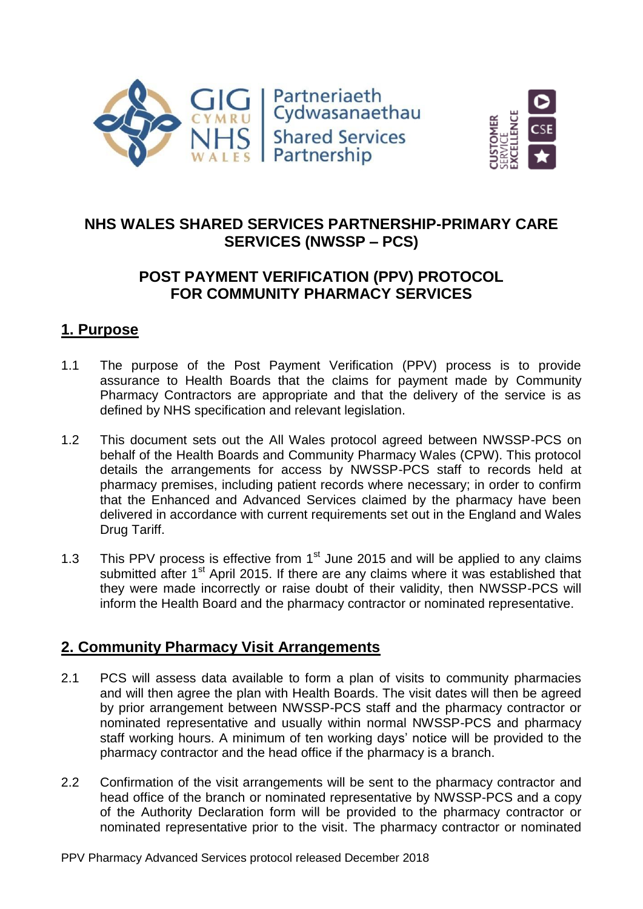# NHS WALES SHARED SERVICES PARTNERSHIP-PRIMARY CARE SERVICES (NWSSP – PCS)

# POST PAYMENT VERIFICATION (PPV) PROTOCOL FOR COMMUNITY PHARMACY SERVICES

## 1. Purpose

1.1 The purpose of the Post Payment Verification (PPV) process is to provide assurance to Health Boards that the claims for payment made by Community Pharmacy Contractors are appropriate and that the delivery of the service is as defined by NHS specification and relevant legislation.

1.2 This document sets out the All Wales protocol agreed between NWSSP-PCS on behalf of the Health Boards and Community Pharmacy Wales (CPW). This protocol details the arrangements for access by NWSSP-PCS staff to records held at pharmacy premises, including patient records where necessary; in order to confirm that the Enhanced and Advanced Services claimed by the pharmacy have been delivered in accordance with current requirements set out in the England and Wales Drug Tariff.

1.3 This PPV process is effective from 1st June 2015 and will be applied to any claims submitted after 1st April 2015. If there are any claims where it was established that they were made incorrectly or raise doubt of their validity, then NWSSP-PCS will inform the Health Board and the pharmacy contractor or nominated representative.

## 2. Community Pharmacy Visit Arrangements

2.1 PCS will assess data available to form a plan of visits to community pharmacies and will then agree the plan with Health Boards. The visit dates will then be agreed by prior arrangement between NWSSP-PCS staff and the pharmacy contractor or nominated representative and usually within normal NWSSP-PCS and pharmacy staff working hours. A minimum of ten working days' notice will be provided to the pharmacy contractor and the head office if the pharmacy is a branch.

2.2 Confirmation of the visit arrangements will be sent to the pharmacy contractor and head office of the branch or nominated representative by NWSSP-PCS and a copy of the Authority Declaration form will be provided to the pharmacy contractor or nominated representative prior to the visit. The pharmacy contractor or nominated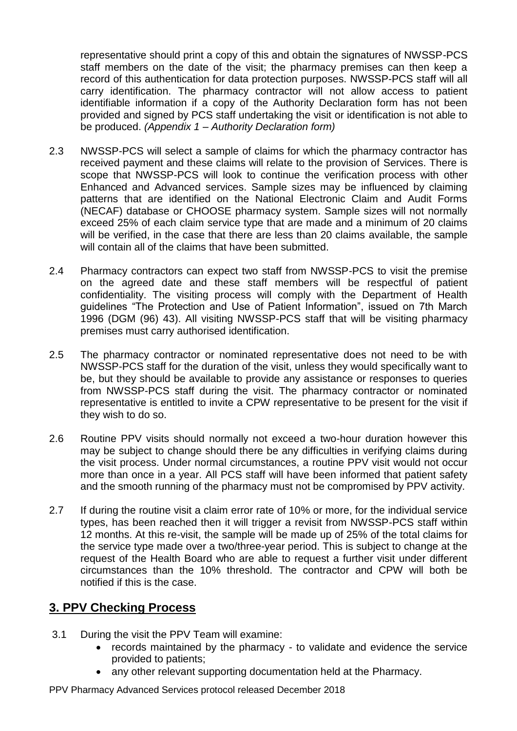representative should print a copy of this and obtain the signatures of NWSSP-PCS staff members on the date of the visit; the pharmacy premises can then keep a record of this authentication for data protection purposes. NWSSP-PCS staff will all carry identification. The pharmacy contractor will not allow access to patient identifiable information if a copy of the Authority Declaration form has not been provided and signed by PCS staff undertaking the visit or identification is not able to be produced. *(Appendix 1 – Authority Declaration form)*

2.3 NWSSP-PCS will select a sample of claims for which the pharmacy contractor has received payment and these claims will relate to the provision of Services. There is scope that NWSSP-PCS will look to continue the verification process with other Enhanced and Advanced services. Sample sizes may be influenced by claiming patterns that are identified on the National Electronic Claim and Audit Forms (NECAF) database or CHOOSE pharmacy system. Sample sizes will not normally exceed 25% of each claim service type that are made and a minimum of 20 claims will be verified, in the case that there are less than 20 claims available, the sample will contain all of the claims that have been submitted.

2.4 Pharmacy contractors can expect two staff from NWSSP-PCS to visit the premise on the agreed date and these staff members will be respectful of patient confidentiality. The visiting process will comply with the Department of Health guidelines "The Protection and Use of Patient Information", issued on 7th March 1996 (DGM (96) 43). All visiting NWSSP-PCS staff that will be visiting pharmacy premises must carry authorised identification.

2.5 The pharmacy contractor or nominated representative does not need to be with NWSSP-PCS staff for the duration of the visit, unless they would specifically want to be, but they should be available to provide any assistance or responses to queries from NWSSP-PCS staff during the visit. The pharmacy contractor or nominated representative is entitled to invite a CPW representative to be present for the visit if they wish to do so.

2.6 Routine PPV visits should normally not exceed a two-hour duration however this may be subject to change should there be any difficulties in verifying claims during the visit process. Under normal circumstances, a routine PPV visit would not occur more than once in a year. All PCS staff will have been informed that patient safety and the smooth running of the pharmacy must not be compromised by PPV activity.

2.7 If during the routine visit a claim error rate of 10% or more, for the individual service types, has been reached then it will trigger a revisit from NWSSP-PCS staff within 12 months. At this re-visit, the sample will be made up of 25% of the total claims for the service type made over a two/three-year period. This is subject to change at the request of the Health Board who are able to request a further visit under different circumstances than the 10% threshold. The contractor and CPW will both be notified if this is the case.

## 3. PPV Checking Process

3.1 During the visit the PPV Team will examine:

- records maintained by the pharmacy - to validate and evidence the service provided to patients;
- any other relevant supporting documentation held at the Pharmacy.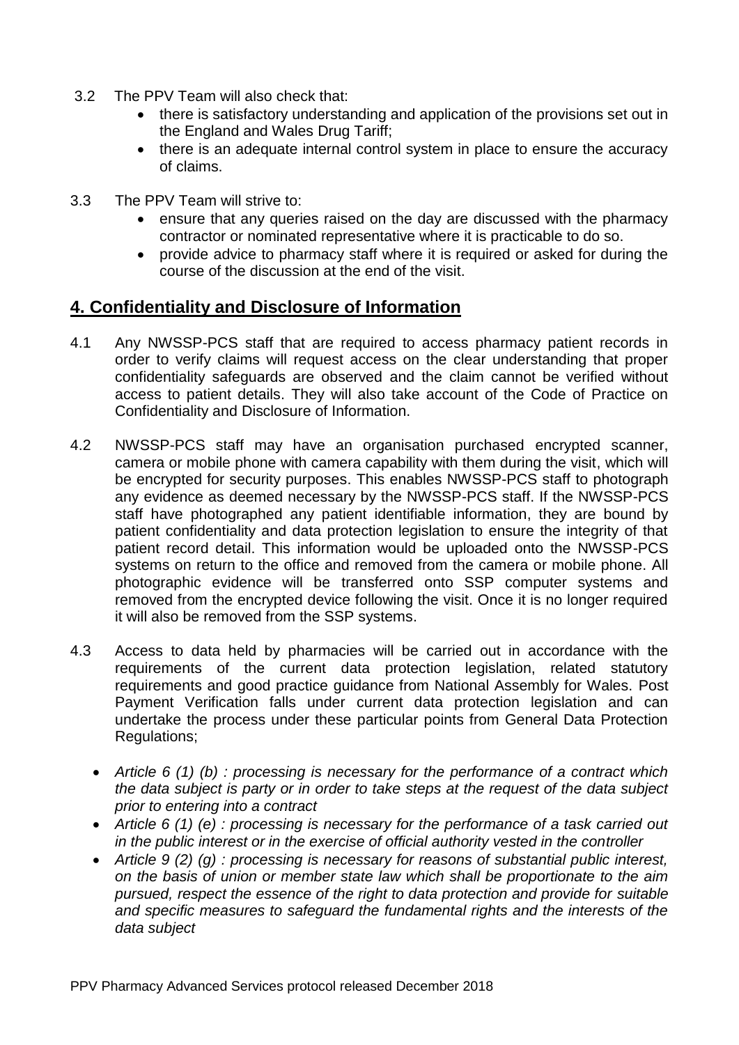3.2 The PPV Team will also check that:

- there is satisfactory understanding and application of the provisions set out in the England and Wales Drug Tariff;
- there is an adequate internal control system in place to ensure the accuracy of claims.

3.3 The PPV Team will strive to:

- ensure that any queries raised on the day are discussed with the pharmacy contractor or nominated representative where it is practicable to do so.
- provide advice to pharmacy staff where it is required or asked for during the course of the discussion at the end of the visit.

## 4. Confidentiality and Disclosure of Information

4.1 Any NWSSP-PCS staff that are required to access pharmacy patient records in order to verify claims will request access on the clear understanding that proper confidentiality safeguards are observed and the claim cannot be verified without access to patient details. They will also take account of the Code of Practice on Confidentiality and Disclosure of Information.

4.2 NWSSP-PCS staff may have an organisation purchased encrypted scanner, camera or mobile phone with camera capability with them during the visit, which will be encrypted for security purposes. This enables NWSSP-PCS staff to photograph any evidence as deemed necessary by the NWSSP-PCS staff. If the NWSSP-PCS staff have photographed any patient identifiable information, they are bound by patient confidentiality and data protection legislation to ensure the integrity of that patient record detail. This information would be uploaded onto the NWSSP-PCS systems on return to the office and removed from the camera or mobile phone. All photographic evidence will be transferred onto SSP computer systems and removed from the encrypted device following the visit. Once it is no longer required it will also be removed from the SSP systems.

4.3 Access to data held by pharmacies will be carried out in accordance with the requirements of the current data protection legislation, related statutory requirements and good practice guidance from National Assembly for Wales. Post Payment Verification falls under current data protection legislation and can undertake the process under these particular points from General Data Protection Regulations;

- *Article 6 (1) (b) : processing is necessary for the performance of a contract which the data subject is party or in order to take steps at the request of the data subject prior to entering into a contract*
- *Article 6 (1) (e) : processing is necessary for the performance of a task carried out in the public interest or in the exercise of official authority vested in the controller*
- *Article 9 (2) (g) : processing is necessary for reasons of substantial public interest, on the basis of union or member state law which shall be proportionate to the aim pursued, respect the essence of the right to data protection and provide for suitable and specific measures to safeguard the fundamental rights and the interests of the data subject*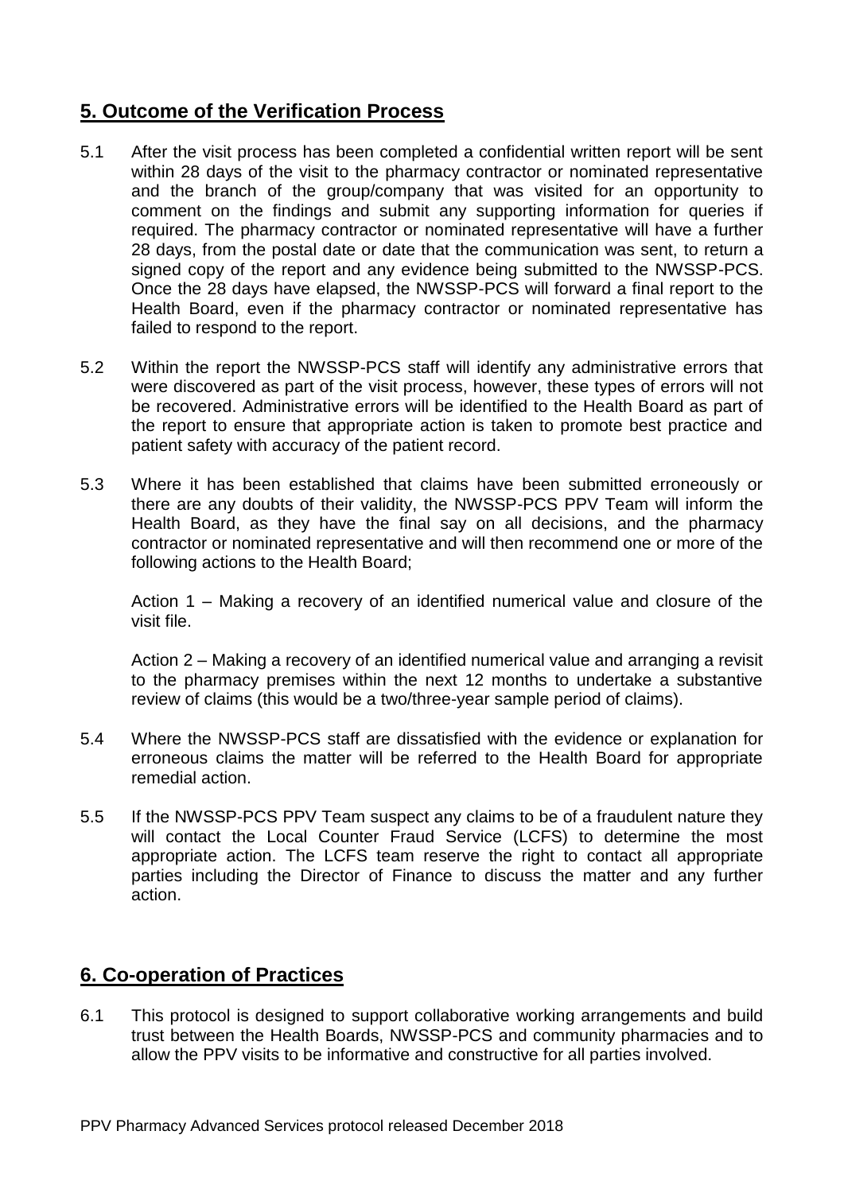## 5. Outcome of the Verification Process

5.1 After the visit process has been completed a confidential written report will be sent within 28 days of the visit to the pharmacy contractor or nominated representative and the branch of the group/company that was visited for an opportunity to comment on the findings and submit any supporting information for queries if required. The pharmacy contractor or nominated representative will have a further 28 days, from the postal date or date that the communication was sent, to return a signed copy of the report and any evidence being submitted to the NWSSP-PCS. Once the 28 days have elapsed, the NWSSP-PCS will forward a final report to the Health Board, even if the pharmacy contractor or nominated representative has failed to respond to the report.

5.2 Within the report the NWSSP-PCS staff will identify any administrative errors that were discovered as part of the visit process, however, these types of errors will not be recovered. Administrative errors will be identified to the Health Board as part of the report to ensure that appropriate action is taken to promote best practice and patient safety with accuracy of the patient record.

5.3 Where it has been established that claims have been submitted erroneously or there are any doubts of their validity, the NWSSP-PCS PPV Team will inform the Health Board, as they have the final say on all decisions, and the pharmacy contractor or nominated representative and will then recommend one or more of the following actions to the Health Board;

Action 1 – Making a recovery of an identified numerical value and closure of the visit file.

Action 2 – Making a recovery of an identified numerical value and arranging a revisit to the pharmacy premises within the next 12 months to undertake a substantive review of claims (this would be a two/three-year sample period of claims).

5.4 Where the NWSSP-PCS staff are dissatisfied with the evidence or explanation for erroneous claims the matter will be referred to the Health Board for appropriate remedial action.

5.5 If the NWSSP-PCS PPV Team suspect any claims to be of a fraudulent nature they will contact the Local Counter Fraud Service (LCFS) to determine the most appropriate action. The LCFS team reserve the right to contact all appropriate parties including the Director of Finance to discuss the matter and any further action.

## 6. Co-operation of Practices

6.1 This protocol is designed to support collaborative working arrangements and build trust between the Health Boards, NWSSP-PCS and community pharmacies and to allow the PPV visits to be informative and constructive for all parties involved.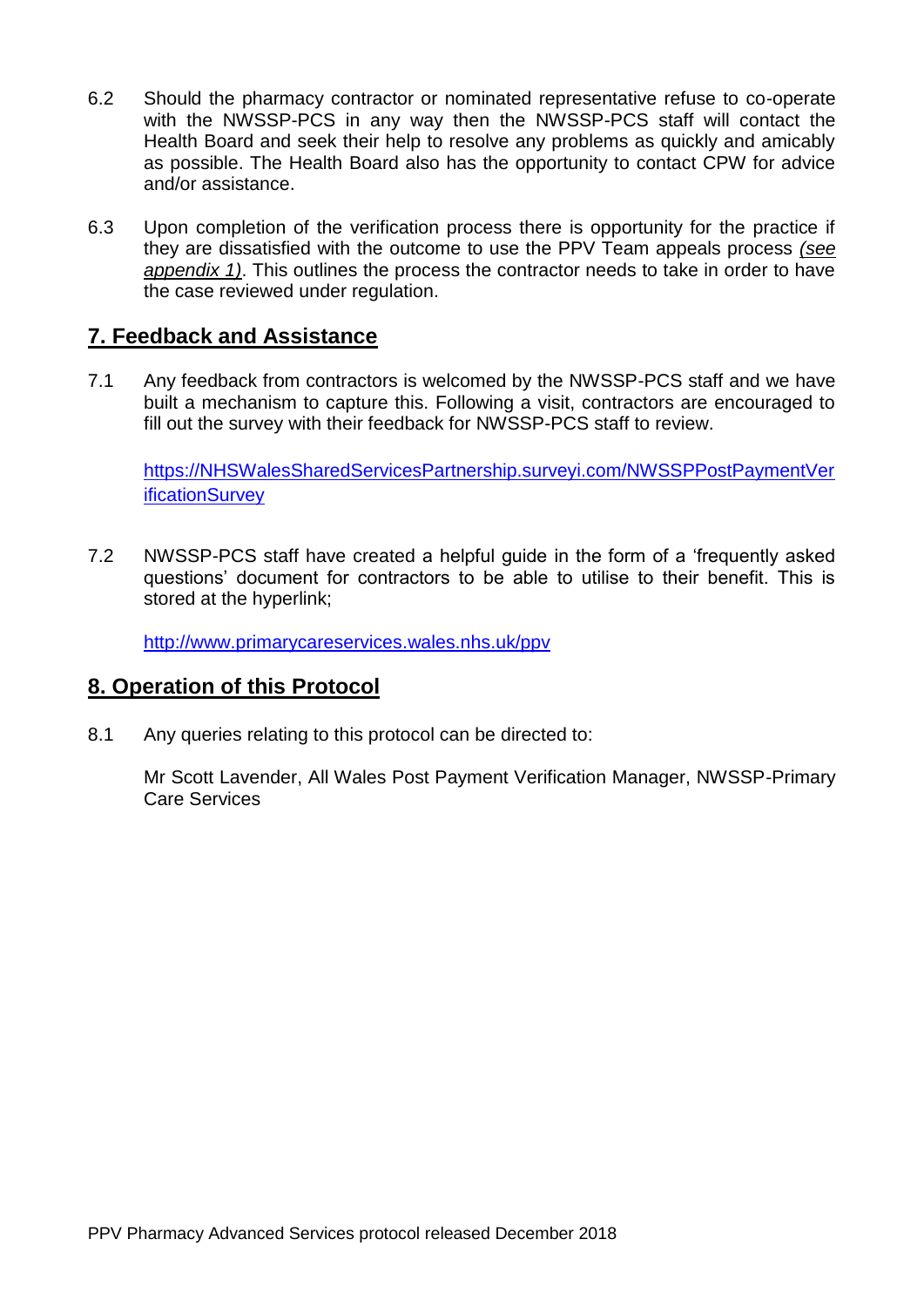6.2 Should the pharmacy contractor or nominated representative refuse to co-operate with the NWSSP-PCS in any way then the NWSSP-PCS staff will contact the Health Board and seek their help to resolve any problems as quickly and amicably as possible. The Health Board also has the opportunity to contact CPW for advice and/or assistance.

6.3 Upon completion of the verification process there is opportunity for the practice if they are dissatisfied with the outcome to use the PPV Team appeals process *(see appendix 1)*. This outlines the process the contractor needs to take in order to have the case reviewed under regulation.

## 7. Feedback and Assistance

7.1 Any feedback from contractors is welcomed by the NWSSP-PCS staff and we have built a mechanism to capture this. Following a visit, contractors are encouraged to fill out the survey with their feedback for NWSSP-PCS staff to review.

[https://NHSWalesSharedServicesPartnership.surveyi.com/NWSSPPostPaymentVerificationSurvey](https://NHSWalesSharedServicesPartnership.surveyi.com/NWSSPPostPaymentVerificationSurvey)

7.2 NWSSP-PCS staff have created a helpful guide in the form of a 'frequently asked questions' document for contractors to be able to utilise to their benefit. This is stored at the hyperlink;

[http://www.primarycareservices.wales.nhs.uk/ppv](http://www.primarycareservices.wales.nhs.uk/ppv)

## 8. Operation of this Protocol

8.1 Any queries relating to this protocol can be directed to:

Mr Scott Lavender, All Wales Post Payment Verification Manager, NWSSP-Primary Care Services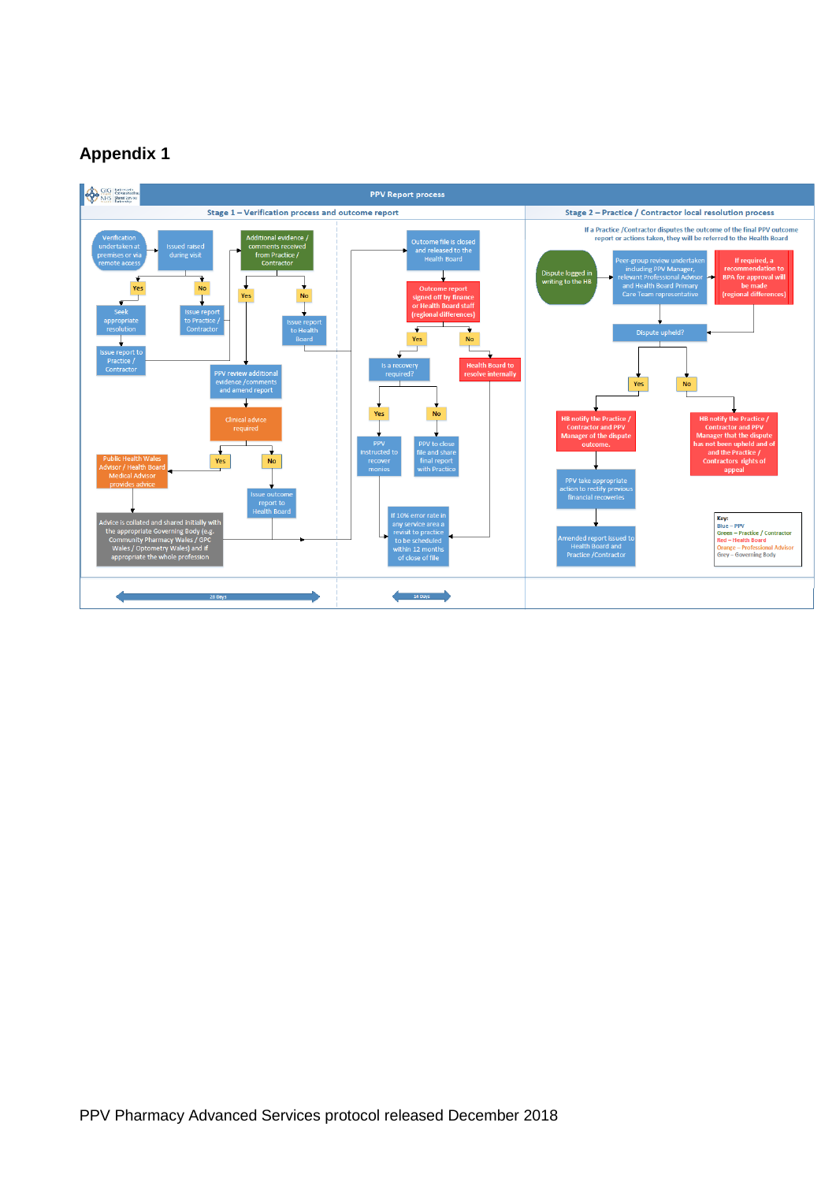# Appendix 1

**PPV Report process**

**Stage 1 – Verification process and outcome report**

- Verification undertaken at premises or via remote access
- Issued raised during visit
  - Yes → Seek appropriate resolution → Issue report to Practice / Contractor
  - No → Issue report to Practice / Contractor
- Additional evidence / comments received from Practice / Contractor
  - Yes → PPV review additional evidence /comments and amend report → Clinical advice required
    - Yes → Public Health Wales Advisor / Health Board Medical Advisor provides advice → Advice is collated and shared initially with the appropriate Governing Body (e.g. Community Pharmacy Wales / GPC Wales / Optometry Wales) and if appropriate the whole profession
    - No → Issue outcome report to Health Board
  - No → Issue report to Health Board
- Outcome file is closed and released to the Health Board
- Outcome report signed off by finance or Health Board staff (regional differences)
  - Yes → Is a recovery required?
    - Yes → PPV instructed to recover monies
    - No → PPV to close file and share final report with Practice
  - No → Health Board to resolve internally
- If 10% error rate in any service area a revisit to practice to be scheduled within 12 months of close of file

28 Days | 14 Days

**Stage 2 – Practice / Contractor local resolution process**

If a Practice /Contractor disputes the outcome of the final PPV outcome report or actions taken, they will be referred to the Health Board

- Dispute logged in writing to the HB
- Peer-group review undertaken including PPV Manager, relevant Professional Advisor and Health Board Primary Care Team representative
- If required, a recommendation to BPA for approval will be made (regional differences)
- Dispute upheld?
  - Yes → HB notify the Practice / Contractor and PPV Manager of the dispute outcome. → PPV take appropriate action to rectify previous financial recoveries → Amended report issued to Health Board and Practice /Contractor
  - No → HB notify the Practice / Contractor and PPV Manager that the dispute has not been upheld and of the Practice / Contractors rights of appeal

Key:
Blue – PPV
Green – Practice / Contractor
Red – Health Board
Orange – Professional Advisor
Grey – Governing Body

PPV Pharmacy Advanced Services protocol released December 2018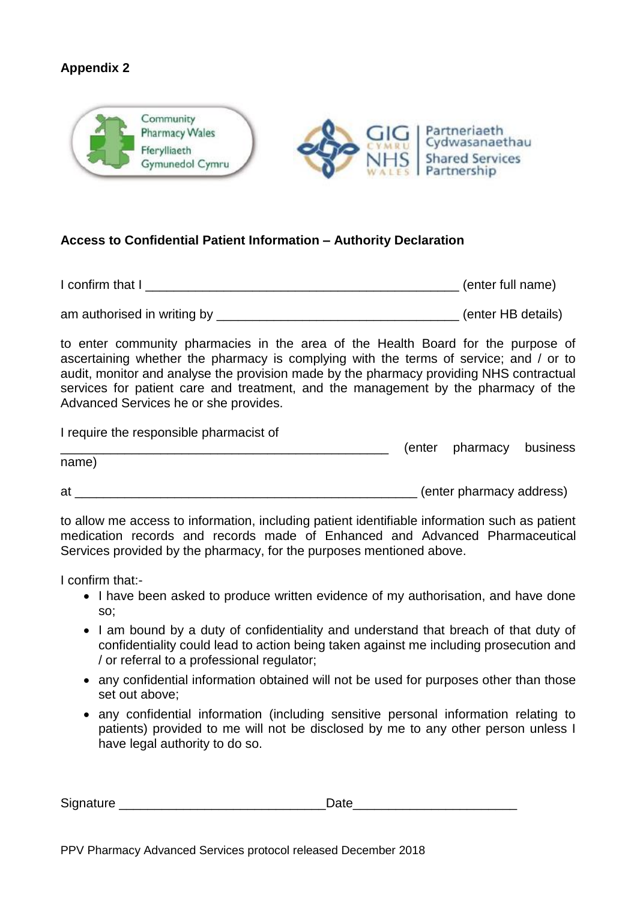**Appendix 2**

Community Pharmacy Wales
Fferylliaeth Gymunedol Cymru

GIG CYMRU NHS WALES | Partneriaeth Cydwasanaethau Shared Services Partnership

**Access to Confidential Patient Information – Authority Declaration**

I confirm that I _____________________________________________ (enter full name)

am authorised in writing by __________________________________ (enter HB details)

to enter community pharmacies in the area of the Health Board for the purpose of ascertaining whether the pharmacy is complying with the terms of service; and / or to audit, monitor and analyse the provision made by the pharmacy providing NHS contractual services for patient care and treatment, and the management by the pharmacy of the Advanced Services he or she provides.

I require the responsible pharmacist of

_______________________________________________ (enter pharmacy business name)

at _________________________________________________ (enter pharmacy address)

to allow me access to information, including patient identifiable information such as patient medication records and records made of Enhanced and Advanced Pharmaceutical Services provided by the pharmacy, for the purposes mentioned above.

I confirm that:-

- I have been asked to produce written evidence of my authorisation, and have done so;
- I am bound by a duty of confidentiality and understand that breach of that duty of confidentiality could lead to action being taken against me including prosecution and / or referral to a professional regulator;
- any confidential information obtained will not be used for purposes other than those set out above;
- any confidential information (including sensitive personal information relating to patients) provided to me will not be disclosed by me to any other person unless I have legal authority to do so.

Signature ____________________________Date______________________

PPV Pharmacy Advanced Services protocol released December 2018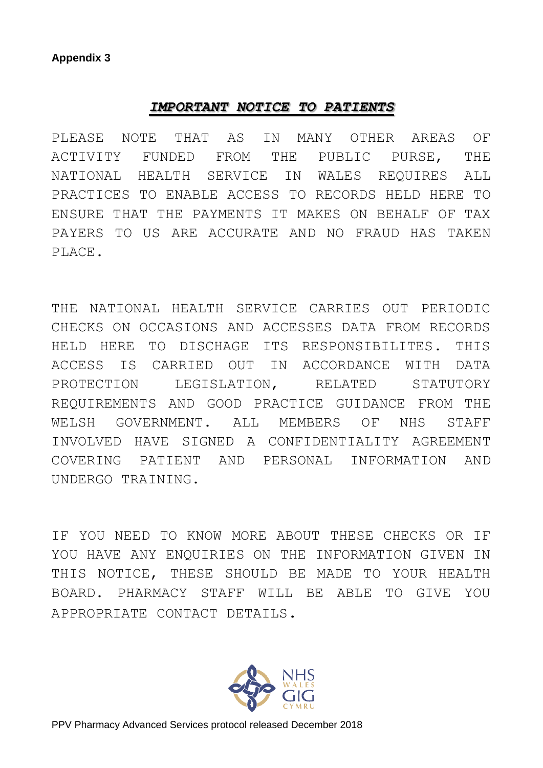**Appendix 3**

## ***IMPORTANT NOTICE TO PATIENTS***

PLEASE NOTE THAT AS IN MANY OTHER AREAS OF ACTIVITY FUNDED FROM THE PUBLIC PURSE, THE NATIONAL HEALTH SERVICE IN WALES REQUIRES ALL PRACTICES TO ENABLE ACCESS TO RECORDS HELD HERE TO ENSURE THAT THE PAYMENTS IT MAKES ON BEHALF OF TAX PAYERS TO US ARE ACCURATE AND NO FRAUD HAS TAKEN PLACE.

THE NATIONAL HEALTH SERVICE CARRIES OUT PERIODIC CHECKS ON OCCASIONS AND ACCESSES DATA FROM RECORDS HELD HERE TO DISCHAGE ITS RESPONSIBILITES. THIS ACCESS IS CARRIED OUT IN ACCORDANCE WITH DATA PROTECTION LEGISLATION, RELATED STATUTORY REQUIREMENTS AND GOOD PRACTICE GUIDANCE FROM THE WELSH GOVERNMENT. ALL MEMBERS OF NHS STAFF INVOLVED HAVE SIGNED A CONFIDENTIALITY AGREEMENT COVERING PATIENT AND PERSONAL INFORMATION AND UNDERGO TRAINING.

IF YOU NEED TO KNOW MORE ABOUT THESE CHECKS OR IF YOU HAVE ANY ENQUIRIES ON THE INFORMATION GIVEN IN THIS NOTICE, THESE SHOULD BE MADE TO YOUR HEALTH BOARD. PHARMACY STAFF WILL BE ABLE TO GIVE YOU APPROPRIATE CONTACT DETAILS.

NHS WALES GIG CYMRU

PPV Pharmacy Advanced Services protocol released December 2018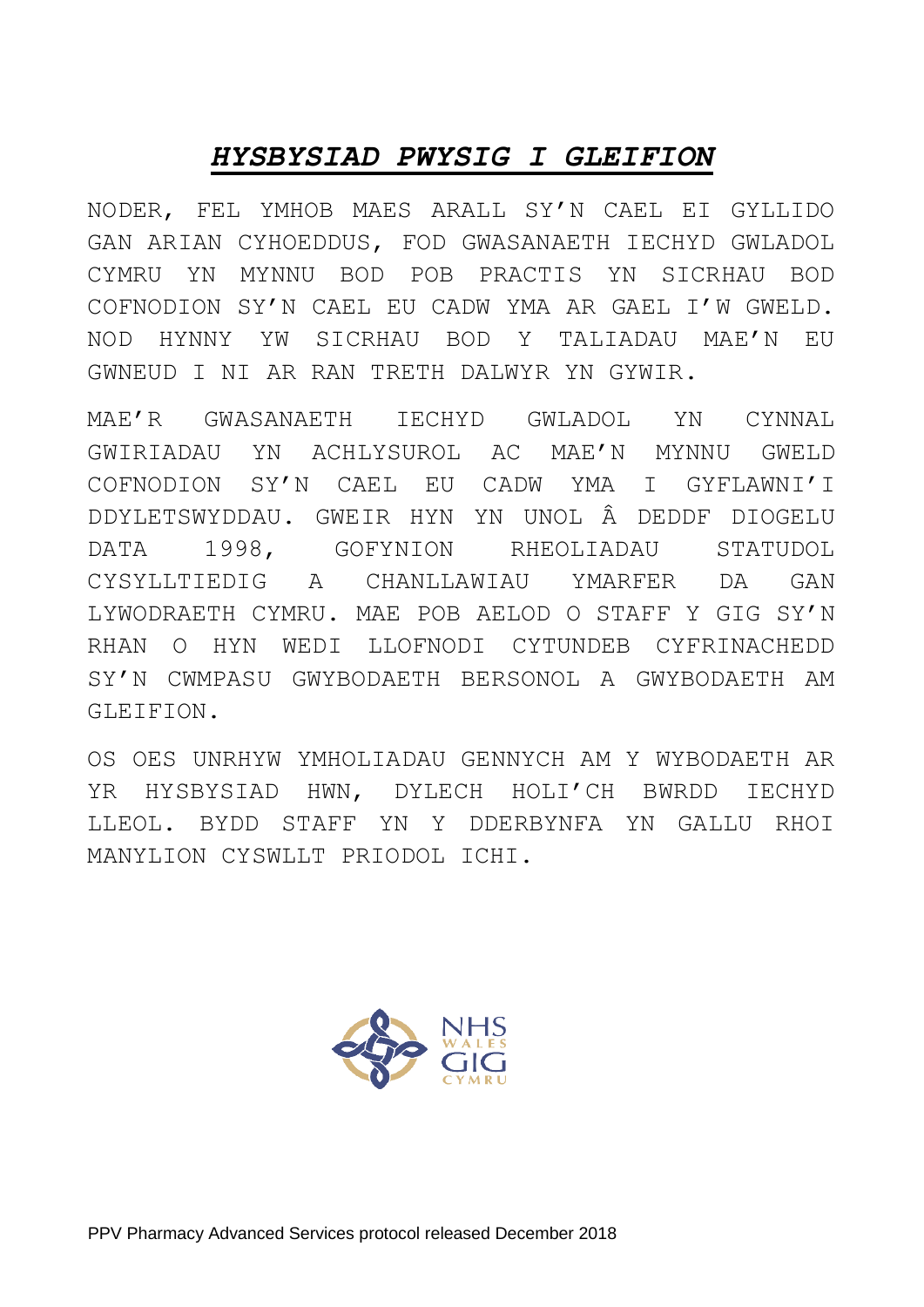## ***HYSBYSIAD PWYSIG I GLEIFION***

NODER, FEL YMHOB MAES ARALL SY'N CAEL EI GYLLIDO GAN ARIAN CYHOEDDUS, FOD GWASANAETH IECHYD GWLADOL CYMRU YN MYNNU BOD POB PRACTIS YN SICRHAU BOD COFNODION SY'N CAEL EU CADW YMA AR GAEL I'W GWELD. NOD HYNNY YW SICRHAU BOD Y TALIADAU MAE'N EU GWNEUD I NI AR RAN TRETH DALWYR YN GYWIR.

MAE'R GWASANAETH IECHYD GWLADOL YN CYNNAL GWIRIADAU YN ACHLYSUROL AC MAE'N MYNNU GWELD COFNODION SY'N CAEL EU CADW YMA I GYFLAWNI'I DDYLETSWYDDAU. GWEIR HYN YN UNOL Â DEDDF DIOGELU DATA 1998, GOFYNION RHEOLIADAU STATUDOL CYSYLLTIEDIG A CHANLLAWIAU YMARFER DA GAN LYWODRAETH CYMRU. MAE POB AELOD O STAFF Y GIG SY'N RHAN O HYN WEDI LLOFNODI CYTUNDEB CYFRINACHEDD SY'N CWMPASU GWYBODAETH BERSONOL A GWYBODAETH AM GLEIFION.

OS OES UNRHYW YMHOLIADAU GENNYCH AM Y WYBODAETH AR YR HYSBYSIAD HWN, DYLECH HOLI'CH BWRDD IECHYD LLEOL. BYDD STAFF YN Y DDERBYNFA YN GALLU RHOI MANYLION CYSWLLT PRIODOL ICHI.

NHS WALES GIG CYMRU

PPV Pharmacy Advanced Services protocol released December 2018